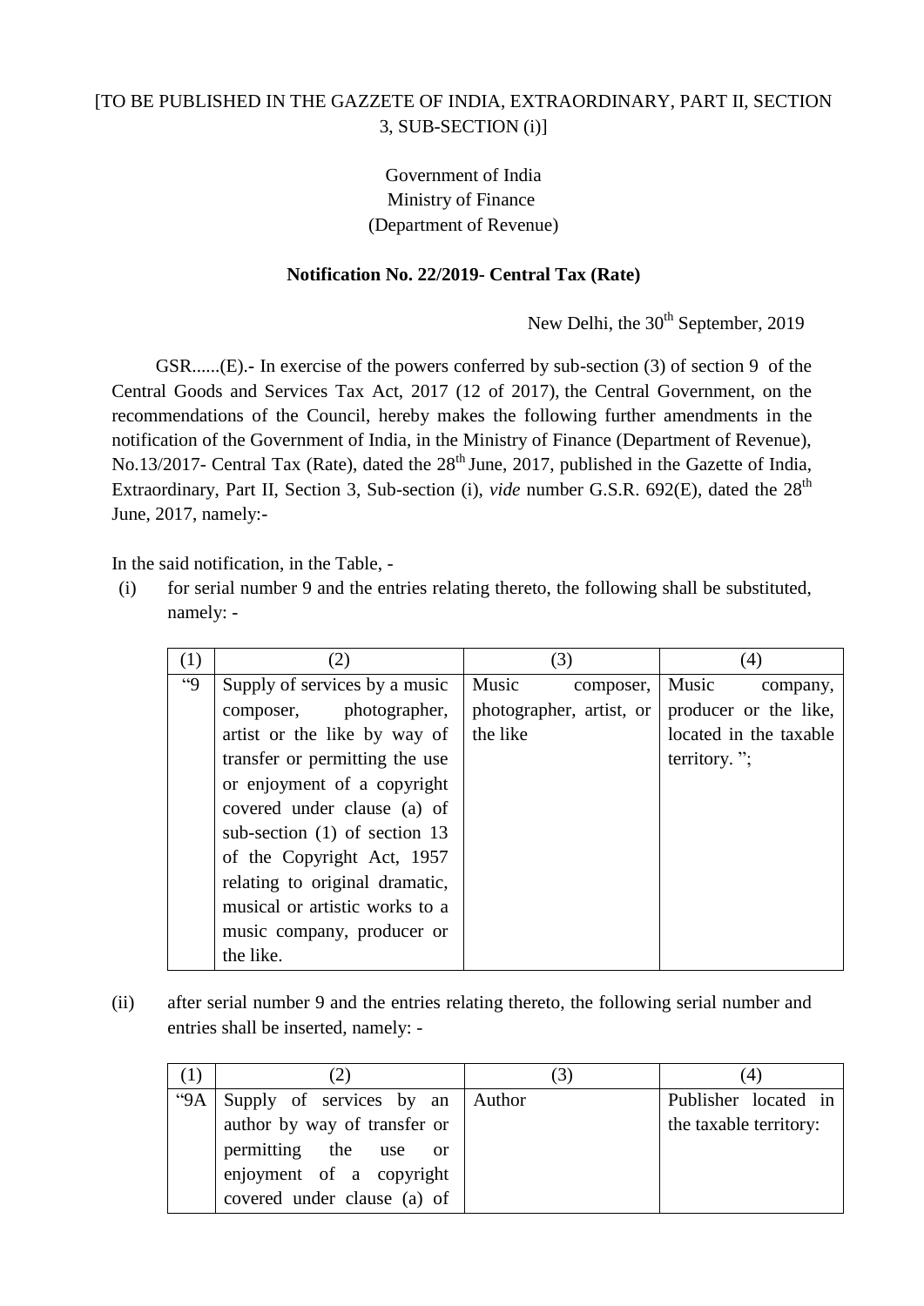[TO BE PUBLISHED IN THE GAZZETE OF INDIA, EXTRAORDINARY, PART II, SECTION 3, SUB-SECTION (i)]

Government of India
Ministry of Finance
(Department of Revenue)

**Notification No. 22/2019- Central Tax (Rate)**

New Delhi, the 30th September, 2019

GSR......(E).- In exercise of the powers conferred by sub-section (3) of section 9 of the Central Goods and Services Tax Act, 2017 (12 of 2017), the Central Government, on the recommendations of the Council, hereby makes the following further amendments in the notification of the Government of India, in the Ministry of Finance (Department of Revenue), No.13/2017- Central Tax (Rate), dated the 28th June, 2017, published in the Gazette of India, Extraordinary, Part II, Section 3, Sub-section (i), *vide* number G.S.R. 692(E), dated the 28th June, 2017, namely:-

In the said notification, in the Table, -

(i) for serial number 9 and the entries relating thereto, the following shall be substituted, namely: -

| (1) | (2) | (3) | (4) |
|---|---|---|---|
| "9 | Supply of services by a music composer, photographer, artist or the like by way of transfer or permitting the use or enjoyment of a copyright covered under clause (a) of sub-section (1) of section 13 of the Copyright Act, 1957 relating to original dramatic, musical or artistic works to a music company, producer or the like. | Music composer, photographer, artist, or the like | Music company, producer or the like, located in the taxable territory. "; |

(ii) after serial number 9 and the entries relating thereto, the following serial number and entries shall be inserted, namely: -

| (1) | (2) | (3) | (4) |
|---|---|---|---|
| "9A | Supply of services by an author by way of transfer or permitting the use or enjoyment of a copyright covered under clause (a) of | Author | Publisher located in the taxable territory: |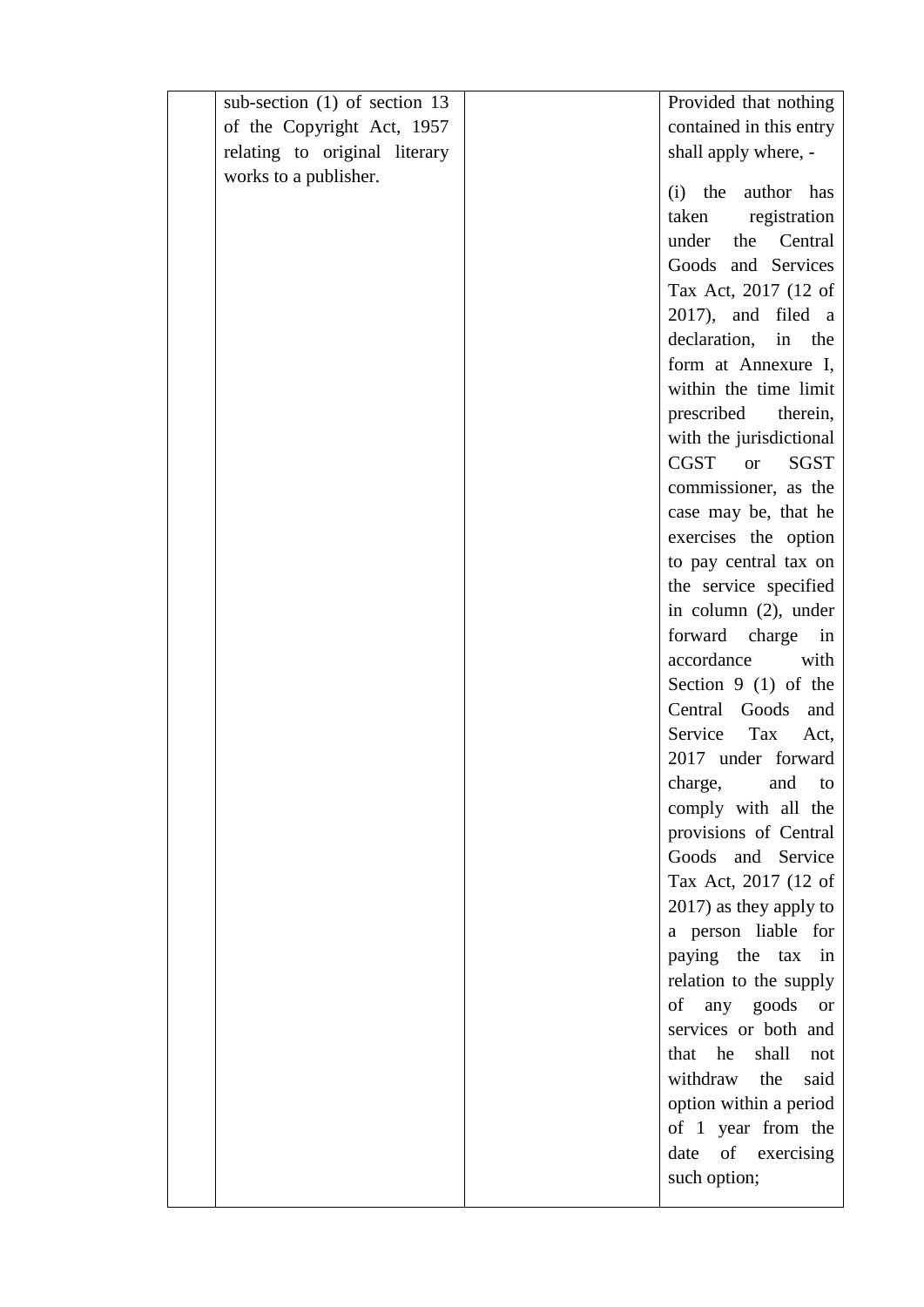| | | | |
|---|---|---|---|
| | sub-section (1) of section 13 of the Copyright Act, 1957 relating to original literary works to a publisher. | | Provided that nothing contained in this entry shall apply where, - (i) the author has taken registration under the Central Goods and Services Tax Act, 2017 (12 of 2017), and filed a declaration, in the form at Annexure I, within the time limit prescribed therein, with the jurisdictional CGST or SGST commissioner, as the case may be, that he exercises the option to pay central tax on the service specified in column (2), under forward charge in accordance with Section 9 (1) of the Central Goods and Service Tax Act, 2017 under forward charge, and to comply with all the provisions of Central Goods and Service Tax Act, 2017 (12 of 2017) as they apply to a person liable for paying the tax in relation to the supply of any goods or services or both and that he shall not withdraw the said option within a period of 1 year from the date of exercising such option; |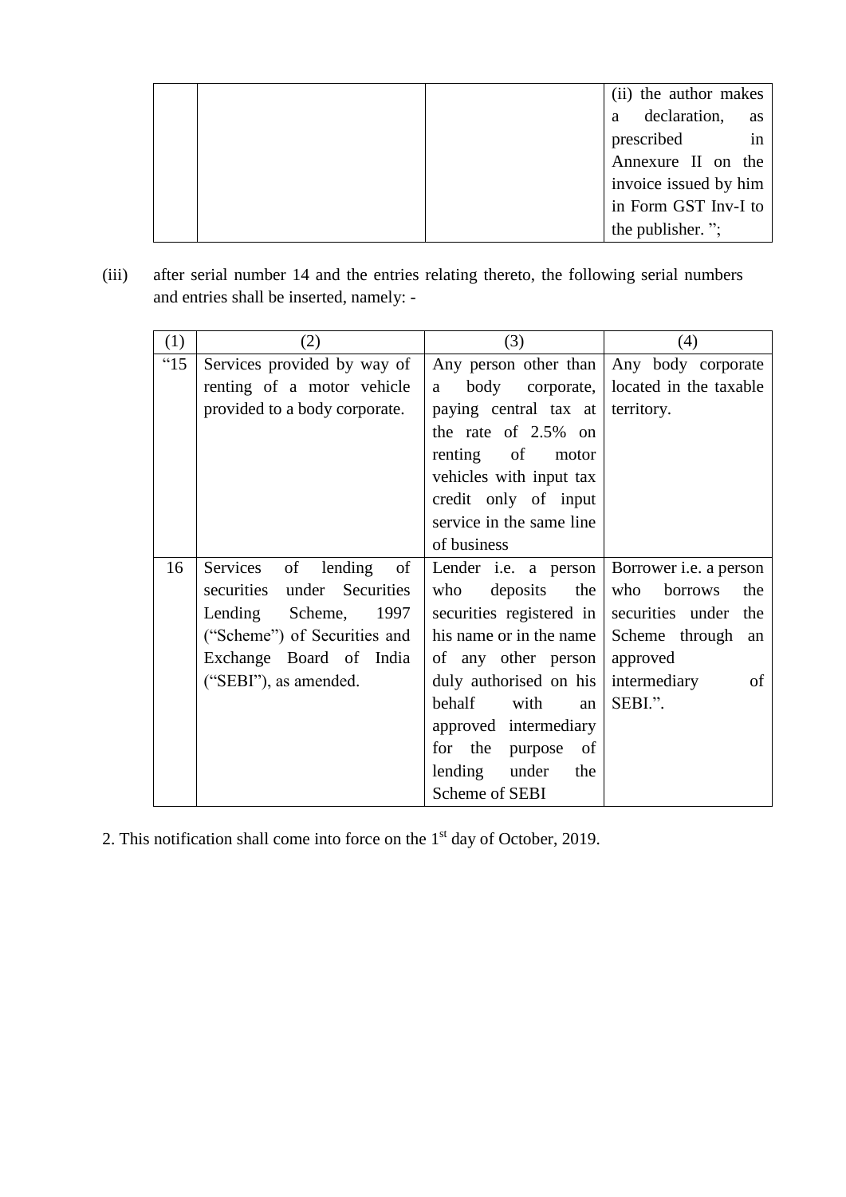|  |  |  | (ii) the author makes a declaration, as prescribed in Annexure II on the invoice issued by him in Form GST Inv-I to the publisher. "; |
|---|---|---|---|

(iii) after serial number 14 and the entries relating thereto, the following serial numbers and entries shall be inserted, namely: -

| (1) | (2) | (3) | (4) |
|---|---|---|---|
| "15 | Services provided by way of renting of a motor vehicle provided to a body corporate. | Any person other than a body corporate, paying central tax at the rate of 2.5% on renting of motor vehicles with input tax credit only of input service in the same line of business | Any body corporate located in the taxable territory. |
| 16 | Services of lending of securities under Securities Lending Scheme, 1997 ("Scheme") of Securities and Exchange Board of India ("SEBI"), as amended. | Lender i.e. a person who deposits the securities registered in his name or in the name of any other person duly authorised on his behalf with an approved intermediary for the purpose of lending under the Scheme of SEBI | Borrower i.e. a person who borrows the securities under the Scheme through an approved intermediary of SEBI.". |

2. This notification shall come into force on the 1st day of October, 2019.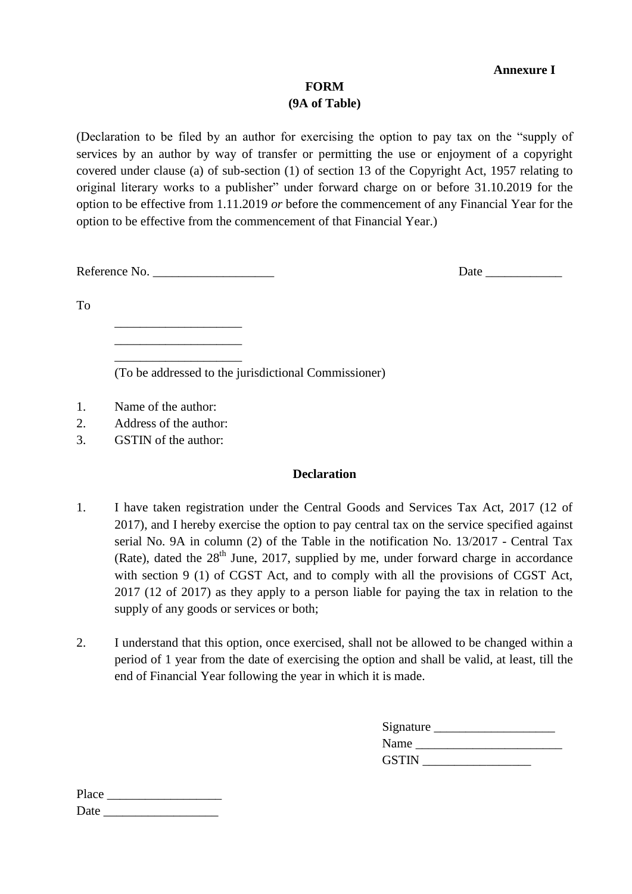**Annexure I**

**FORM**
**(9A of Table)**

(Declaration to be filed by an author for exercising the option to pay tax on the "supply of services by an author by way of transfer or permitting the use or enjoyment of a copyright covered under clause (a) of sub-section (1) of section 13 of the Copyright Act, 1957 relating to original literary works to a publisher" under forward charge on or before 31.10.2019 for the option to be effective from 1.11.2019 *or* before the commencement of any Financial Year for the option to be effective from the commencement of that Financial Year.)

Reference No. ___________________ Date ____________

To

____________________
____________________
____________________
(To be addressed to the jurisdictional Commissioner)

1. Name of the author:
2. Address of the author:
3. GSTIN of the author:

**Declaration**

1. I have taken registration under the Central Goods and Services Tax Act, 2017 (12 of 2017), and I hereby exercise the option to pay central tax on the service specified against serial No. 9A in column (2) of the Table in the notification No. 13/2017 - Central Tax (Rate), dated the 28th June, 2017, supplied by me, under forward charge in accordance with section 9 (1) of CGST Act, and to comply with all the provisions of CGST Act, 2017 (12 of 2017) as they apply to a person liable for paying the tax in relation to the supply of any goods or services or both;

2. I understand that this option, once exercised, shall not be allowed to be changed within a period of 1 year from the date of exercising the option and shall be valid, at least, till the end of Financial Year following the year in which it is made.

Signature ___________________
Name _______________________
GSTIN _________________

Place __________________
Date __________________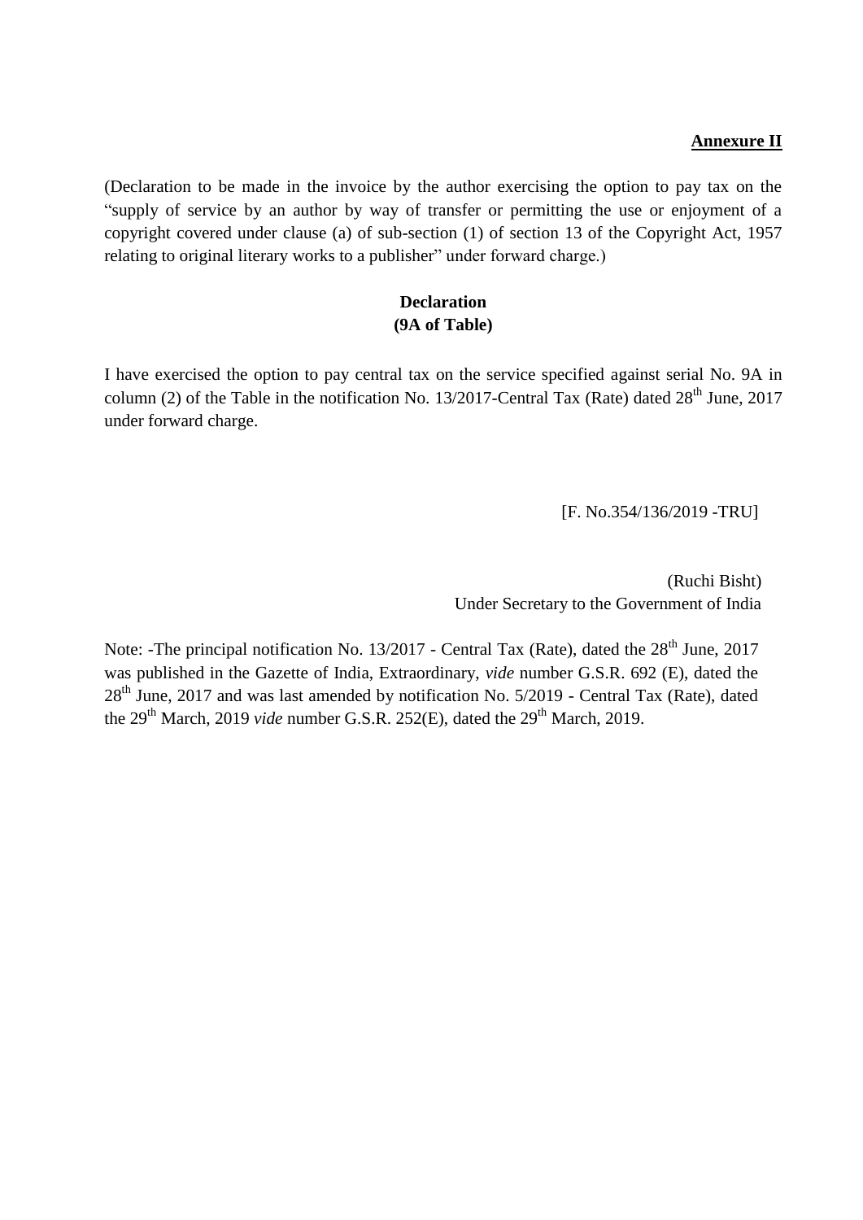**Annexure II**

(Declaration to be made in the invoice by the author exercising the option to pay tax on the "supply of service by an author by way of transfer or permitting the use or enjoyment of a copyright covered under clause (a) of sub-section (1) of section 13 of the Copyright Act, 1957 relating to original literary works to a publisher" under forward charge.)

**Declaration**
**(9A of Table)**

I have exercised the option to pay central tax on the service specified against serial No. 9A in column (2) of the Table in the notification No. 13/2017-Central Tax (Rate) dated 28th June, 2017 under forward charge.

[F. No.354/136/2019 -TRU]

(Ruchi Bisht)
Under Secretary to the Government of India

Note: -The principal notification No. 13/2017 - Central Tax (Rate), dated the 28th June, 2017 was published in the Gazette of India, Extraordinary, *vide* number G.S.R. 692 (E), dated the 28th June, 2017 and was last amended by notification No. 5/2019 - Central Tax (Rate), dated the 29th March, 2019 *vide* number G.S.R. 252(E), dated the 29th March, 2019.